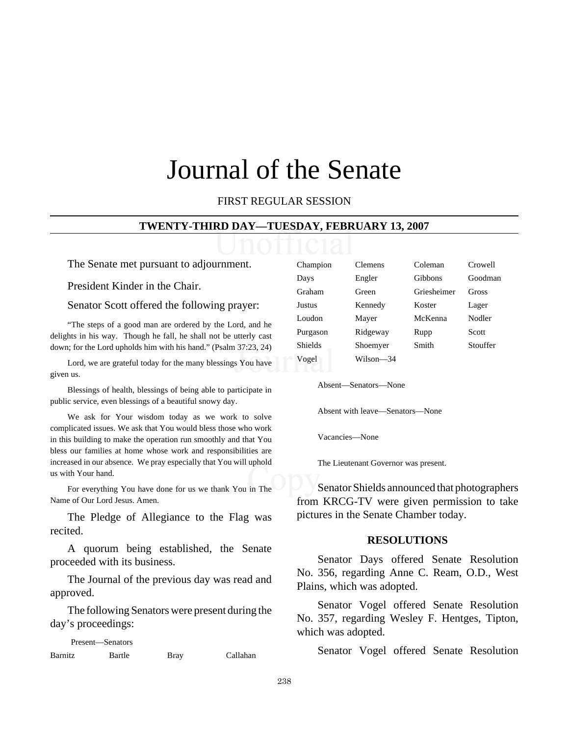# Journal of the Senate

FIRST REGULAR SESSION

**TWENTY-THIRD DAY—TUESDAY, FEBRUARY 13, 2007**

The Senate met pursuant to adjournment.

President Kinder in the Chair.

Senator Scott offered the following prayer:

"The steps of a good man are ordered by the Lord, and he delights in his way. Though he fall, he shall not be utterly cast down; for the Lord upholds him with his hand." (Psalm 37:23, 24)

Lord, we are grateful today for the many blessings You have given us.

Blessings of health, blessings of being able to participate in public service, even blessings of a beautiful snowy day.

We ask for Your wisdom today as we work to solve complicated issues. We ask that You would bless those who work in this building to make the operation run smoothly and that You bless our families at home whose work and responsibilities are increased in our absence. We pray especially that You will uphold us with Your hand.

For everything You have done for us we thank You in The Name of Our Lord Jesus. Amen.

The Pledge of Allegiance to the Flag was recited.

A quorum being established, the Senate proceeded with its business.

The Journal of the previous day was read and approved.

The following Senators were present during the day's proceedings:

Present—Senators

| | | | |
|---|---|---|---|
| Barnitz | Bartle | Bray | Callahan |
| Champion | Clemens | Coleman | Crowell |
| Days | Engler | Gibbons | Goodman |
| Graham | Green | Griesheimer | Gross |
| Justus | Kennedy | Koster | Lager |
| Loudon | Mayer | McKenna | Nodler |
| Purgason | Ridgeway | Rupp | Scott |
| Shields | Shoemyer | Smith | Stouffer |
| Vogel | Wilson—34 | | |

Absent—Senators—None

Absent with leave—Senators—None

Vacancies—None

The Lieutenant Governor was present.

Senator Shields announced that photographers from KRCG-TV were given permission to take pictures in the Senate Chamber today.

## RESOLUTIONS

Senator Days offered Senate Resolution No. 356, regarding Anne C. Ream, O.D., West Plains, which was adopted.

Senator Vogel offered Senate Resolution No. 357, regarding Wesley F. Hentges, Tipton, which was adopted.

Senator Vogel offered Senate Resolution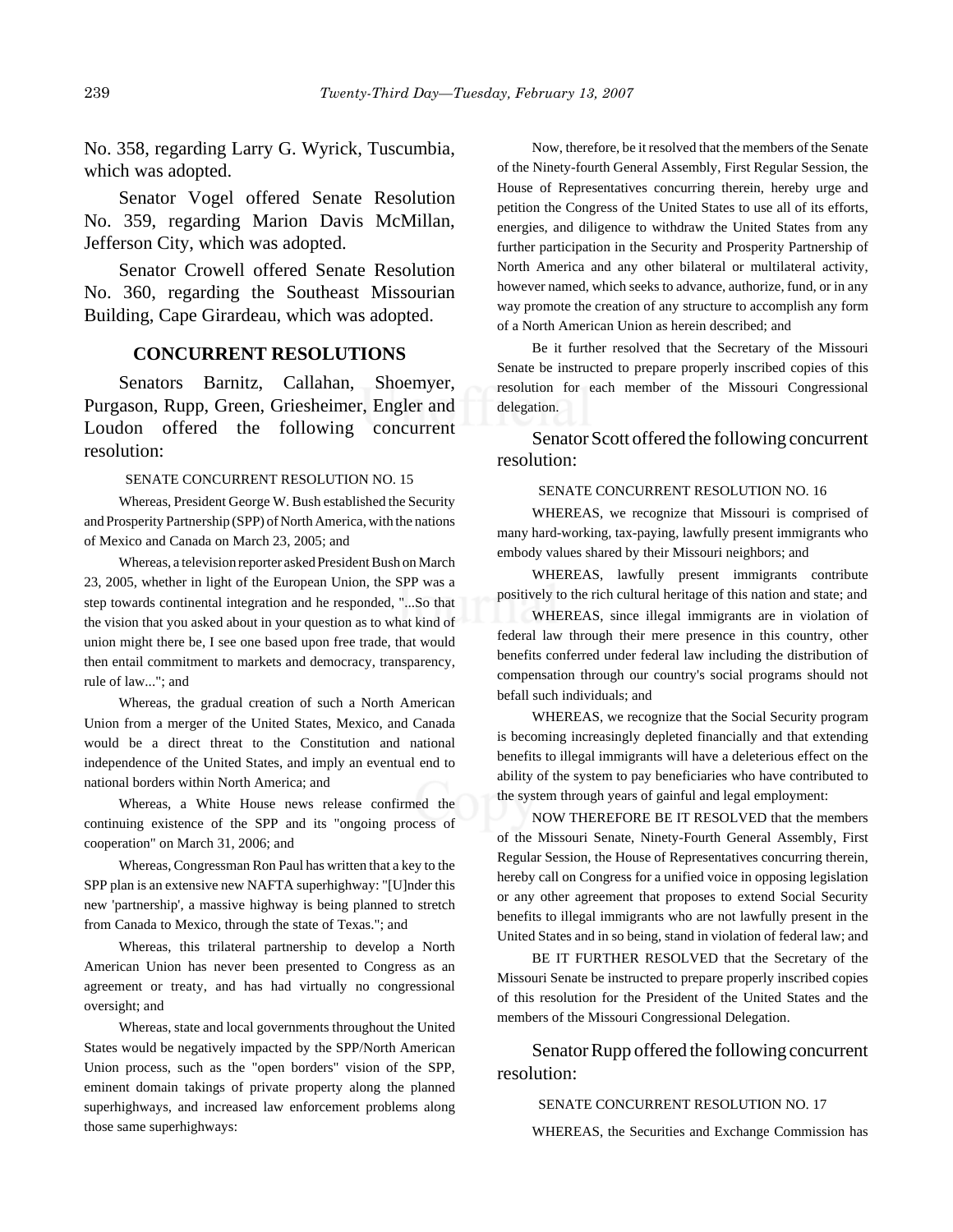No. 358, regarding Larry G. Wyrick, Tuscumbia, which was adopted.

Senator Vogel offered Senate Resolution No. 359, regarding Marion Davis McMillan, Jefferson City, which was adopted.

Senator Crowell offered Senate Resolution No. 360, regarding the Southeast Missourian Building, Cape Girardeau, which was adopted.

## CONCURRENT RESOLUTIONS

Senators Barnitz, Callahan, Shoemyer, Purgason, Rupp, Green, Griesheimer, Engler and Loudon offered the following concurrent resolution:

SENATE CONCURRENT RESOLUTION NO. 15

Whereas, President George W. Bush established the Security and Prosperity Partnership (SPP) of North America, with the nations of Mexico and Canada on March 23, 2005; and

Whereas, a television reporter asked President Bush on March 23, 2005, whether in light of the European Union, the SPP was a step towards continental integration and he responded, "...So that the vision that you asked about in your question as to what kind of union might there be, I see one based upon free trade, that would then entail commitment to markets and democracy, transparency, rule of law..."; and

Whereas, the gradual creation of such a North American Union from a merger of the United States, Mexico, and Canada would be a direct threat to the Constitution and national independence of the United States, and imply an eventual end to national borders within North America; and

Whereas, a White House news release confirmed the continuing existence of the SPP and its "ongoing process of cooperation" on March 31, 2006; and

Whereas, Congressman Ron Paul has written that a key to the SPP plan is an extensive new NAFTA superhighway: "[U]nder this new 'partnership', a massive highway is being planned to stretch from Canada to Mexico, through the state of Texas."; and

Whereas, this trilateral partnership to develop a North American Union has never been presented to Congress as an agreement or treaty, and has had virtually no congressional oversight; and

Whereas, state and local governments throughout the United States would be negatively impacted by the SPP/North American Union process, such as the "open borders" vision of the SPP, eminent domain takings of private property along the planned superhighways, and increased law enforcement problems along those same superhighways:

Now, therefore, be it resolved that the members of the Senate of the Ninety-fourth General Assembly, First Regular Session, the House of Representatives concurring therein, hereby urge and petition the Congress of the United States to use all of its efforts, energies, and diligence to withdraw the United States from any further participation in the Security and Prosperity Partnership of North America and any other bilateral or multilateral activity, however named, which seeks to advance, authorize, fund, or in any way promote the creation of any structure to accomplish any form of a North American Union as herein described; and

Be it further resolved that the Secretary of the Missouri Senate be instructed to prepare properly inscribed copies of this resolution for each member of the Missouri Congressional delegation.

Senator Scott offered the following concurrent resolution:

SENATE CONCURRENT RESOLUTION NO. 16

WHEREAS, we recognize that Missouri is comprised of many hard-working, tax-paying, lawfully present immigrants who embody values shared by their Missouri neighbors; and

WHEREAS, lawfully present immigrants contribute positively to the rich cultural heritage of this nation and state; and

WHEREAS, since illegal immigrants are in violation of federal law through their mere presence in this country, other benefits conferred under federal law including the distribution of compensation through our country's social programs should not befall such individuals; and

WHEREAS, we recognize that the Social Security program is becoming increasingly depleted financially and that extending benefits to illegal immigrants will have a deleterious effect on the ability of the system to pay beneficiaries who have contributed to the system through years of gainful and legal employment:

NOW THEREFORE BE IT RESOLVED that the members of the Missouri Senate, Ninety-Fourth General Assembly, First Regular Session, the House of Representatives concurring therein, hereby call on Congress for a unified voice in opposing legislation or any other agreement that proposes to extend Social Security benefits to illegal immigrants who are not lawfully present in the United States and in so being, stand in violation of federal law; and

BE IT FURTHER RESOLVED that the Secretary of the Missouri Senate be instructed to prepare properly inscribed copies of this resolution for the President of the United States and the members of the Missouri Congressional Delegation.

Senator Rupp offered the following concurrent resolution:

SENATE CONCURRENT RESOLUTION NO. 17

WHEREAS, the Securities and Exchange Commission has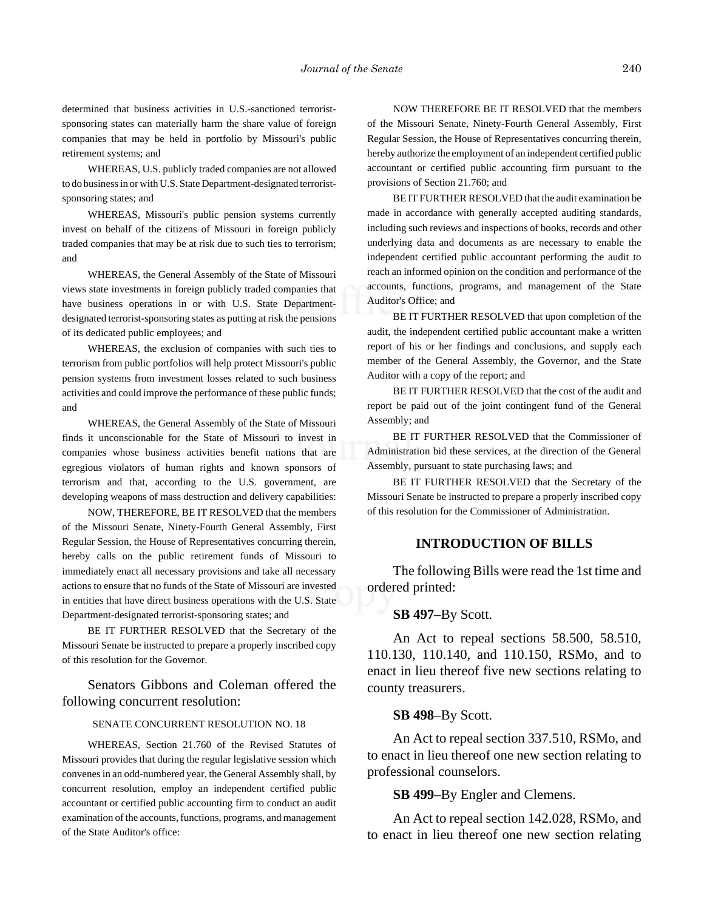determined that business activities in U.S.-sanctioned terrorist-sponsoring states can materially harm the share value of foreign companies that may be held in portfolio by Missouri's public retirement systems; and

WHEREAS, U.S. publicly traded companies are not allowed to do business in or with U.S. State Department-designated terrorist-sponsoring states; and

WHEREAS, Missouri's public pension systems currently invest on behalf of the citizens of Missouri in foreign publicly traded companies that may be at risk due to such ties to terrorism; and

WHEREAS, the General Assembly of the State of Missouri views state investments in foreign publicly traded companies that have business operations in or with U.S. State Department-designated terrorist-sponsoring states as putting at risk the pensions of its dedicated public employees; and

WHEREAS, the exclusion of companies with such ties to terrorism from public portfolios will help protect Missouri's public pension systems from investment losses related to such business activities and could improve the performance of these public funds; and

WHEREAS, the General Assembly of the State of Missouri finds it unconscionable for the State of Missouri to invest in companies whose business activities benefit nations that are egregious violators of human rights and known sponsors of terrorism and that, according to the U.S. government, are developing weapons of mass destruction and delivery capabilities:

NOW, THEREFORE, BE IT RESOLVED that the members of the Missouri Senate, Ninety-Fourth General Assembly, First Regular Session, the House of Representatives concurring therein, hereby calls on the public retirement funds of Missouri to immediately enact all necessary provisions and take all necessary actions to ensure that no funds of the State of Missouri are invested in entities that have direct business operations with the U.S. State Department-designated terrorist-sponsoring states; and

BE IT FURTHER RESOLVED that the Secretary of the Missouri Senate be instructed to prepare a properly inscribed copy of this resolution for the Governor.

Senators Gibbons and Coleman offered the following concurrent resolution:

SENATE CONCURRENT RESOLUTION NO. 18

WHEREAS, Section 21.760 of the Revised Statutes of Missouri provides that during the regular legislative session which convenes in an odd-numbered year, the General Assembly shall, by concurrent resolution, employ an independent certified public accountant or certified public accounting firm to conduct an audit examination of the accounts, functions, programs, and management of the State Auditor's office:

NOW THEREFORE BE IT RESOLVED that the members of the Missouri Senate, Ninety-Fourth General Assembly, First Regular Session, the House of Representatives concurring therein, hereby authorize the employment of an independent certified public accountant or certified public accounting firm pursuant to the provisions of Section 21.760; and

BE IT FURTHER RESOLVED that the audit examination be made in accordance with generally accepted auditing standards, including such reviews and inspections of books, records and other underlying data and documents as are necessary to enable the independent certified public accountant performing the audit to reach an informed opinion on the condition and performance of the accounts, functions, programs, and management of the State Auditor's Office; and

BE IT FURTHER RESOLVED that upon completion of the audit, the independent certified public accountant make a written report of his or her findings and conclusions, and supply each member of the General Assembly, the Governor, and the State Auditor with a copy of the report; and

BE IT FURTHER RESOLVED that the cost of the audit and report be paid out of the joint contingent fund of the General Assembly; and

BE IT FURTHER RESOLVED that the Commissioner of Administration bid these services, at the direction of the General Assembly, pursuant to state purchasing laws; and

BE IT FURTHER RESOLVED that the Secretary of the Missouri Senate be instructed to prepare a properly inscribed copy of this resolution for the Commissioner of Administration.

## INTRODUCTION OF BILLS

The following Bills were read the 1st time and ordered printed:

**SB 497**–By Scott.

An Act to repeal sections 58.500, 58.510, 110.130, 110.140, and 110.150, RSMo, and to enact in lieu thereof five new sections relating to county treasurers.

**SB 498**–By Scott.

An Act to repeal section 337.510, RSMo, and to enact in lieu thereof one new section relating to professional counselors.

**SB 499**–By Engler and Clemens.

An Act to repeal section 142.028, RSMo, and to enact in lieu thereof one new section relating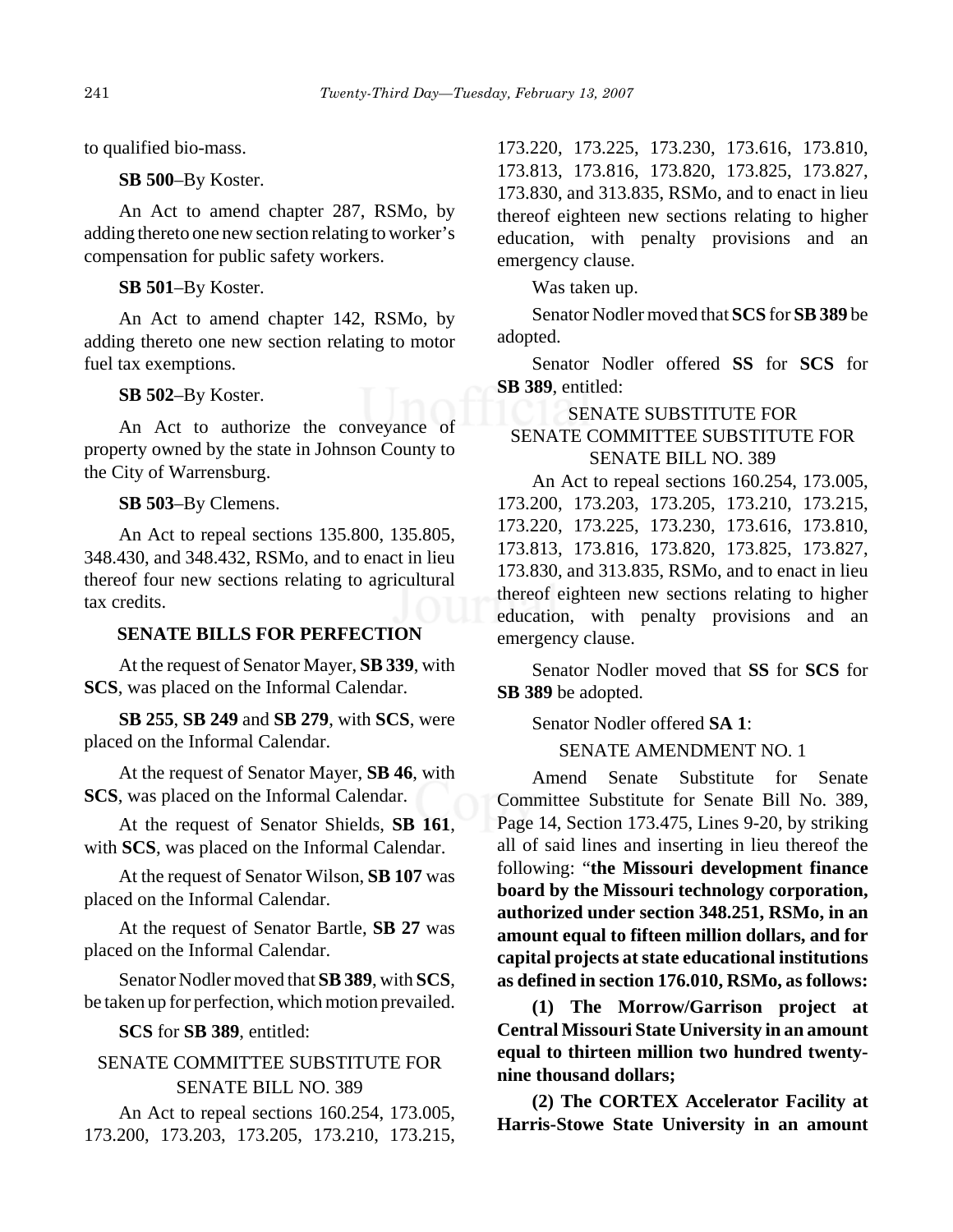to qualified bio-mass.

**SB 500**–By Koster.

An Act to amend chapter 287, RSMo, by adding thereto one new section relating to worker's compensation for public safety workers.

**SB 501**–By Koster.

An Act to amend chapter 142, RSMo, by adding thereto one new section relating to motor fuel tax exemptions.

**SB 502**–By Koster.

An Act to authorize the conveyance of property owned by the state in Johnson County to the City of Warrensburg.

**SB 503**–By Clemens.

An Act to repeal sections 135.800, 135.805, 348.430, and 348.432, RSMo, and to enact in lieu thereof four new sections relating to agricultural tax credits.

**SENATE BILLS FOR PERFECTION**

At the request of Senator Mayer, **SB 339**, with **SCS**, was placed on the Informal Calendar.

**SB 255**, **SB 249** and **SB 279**, with **SCS**, were placed on the Informal Calendar.

At the request of Senator Mayer, **SB 46**, with **SCS**, was placed on the Informal Calendar.

At the request of Senator Shields, **SB 161**, with **SCS**, was placed on the Informal Calendar.

At the request of Senator Wilson, **SB 107** was placed on the Informal Calendar.

At the request of Senator Bartle, **SB 27** was placed on the Informal Calendar.

Senator Nodler moved that **SB 389**, with **SCS**, be taken up for perfection, which motion prevailed.

**SCS** for **SB 389**, entitled:

SENATE COMMITTEE SUBSTITUTE FOR
SENATE BILL NO. 389

An Act to repeal sections 160.254, 173.005, 173.200, 173.203, 173.205, 173.210, 173.215, 173.220, 173.225, 173.230, 173.616, 173.810, 173.813, 173.816, 173.820, 173.825, 173.827, 173.830, and 313.835, RSMo, and to enact in lieu thereof eighteen new sections relating to higher education, with penalty provisions and an emergency clause.

Was taken up.

Senator Nodler moved that **SCS** for **SB 389** be adopted.

Senator Nodler offered **SS** for **SCS** for **SB 389**, entitled:

SENATE SUBSTITUTE FOR
SENATE COMMITTEE SUBSTITUTE FOR
SENATE BILL NO. 389

An Act to repeal sections 160.254, 173.005, 173.200, 173.203, 173.205, 173.210, 173.215, 173.220, 173.225, 173.230, 173.616, 173.810, 173.813, 173.816, 173.820, 173.825, 173.827, 173.830, and 313.835, RSMo, and to enact in lieu thereof eighteen new sections relating to higher education, with penalty provisions and an emergency clause.

Senator Nodler moved that **SS** for **SCS** for **SB 389** be adopted.

Senator Nodler offered **SA 1**:

SENATE AMENDMENT NO. 1

Amend Senate Substitute for Senate Committee Substitute for Senate Bill No. 389, Page 14, Section 173.475, Lines 9-20, by striking all of said lines and inserting in lieu thereof the following: "**the Missouri development finance board by the Missouri technology corporation, authorized under section 348.251, RSMo, in an amount equal to fifteen million dollars, and for capital projects at state educational institutions as defined in section 176.010, RSMo, as follows:**

**(1) The Morrow/Garrison project at Central Missouri State University in an amount equal to thirteen million two hundred twenty-nine thousand dollars;**

**(2) The CORTEX Accelerator Facility at Harris-Stowe State University in an amount**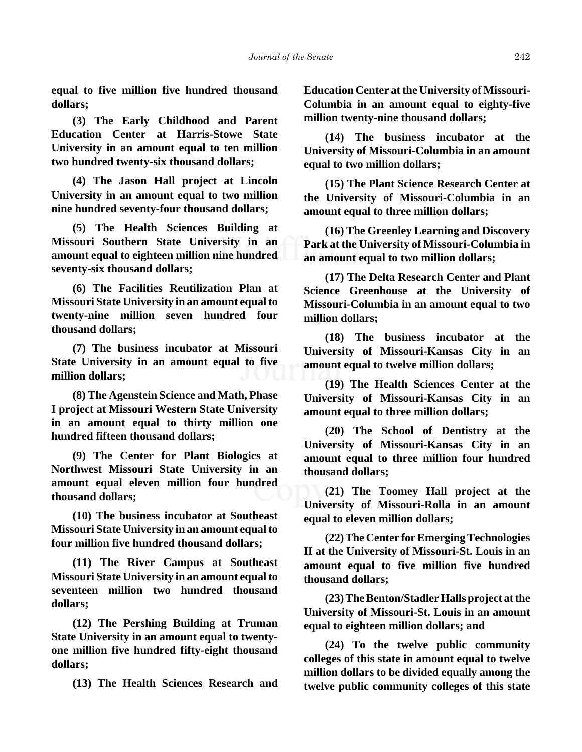**equal to five million five hundred thousand dollars;**

**(3) The Early Childhood and Parent Education Center at Harris-Stowe State University in an amount equal to ten million two hundred twenty-six thousand dollars;**

**(4) The Jason Hall project at Lincoln University in an amount equal to two million nine hundred seventy-four thousand dollars;**

**(5) The Health Sciences Building at Missouri Southern State University in an amount equal to eighteen million nine hundred seventy-six thousand dollars;**

**(6) The Facilities Reutilization Plan at Missouri State University in an amount equal to twenty-nine million seven hundred four thousand dollars;**

**(7) The business incubator at Missouri State University in an amount equal to five million dollars;**

**(8) The Agenstein Science and Math, Phase I project at Missouri Western State University in an amount equal to thirty million one hundred fifteen thousand dollars;**

**(9) The Center for Plant Biologics at Northwest Missouri State University in an amount equal eleven million four hundred thousand dollars;**

**(10) The business incubator at Southeast Missouri State University in an amount equal to four million five hundred thousand dollars;**

**(11) The River Campus at Southeast Missouri State University in an amount equal to seventeen million two hundred thousand dollars;**

**(12) The Pershing Building at Truman State University in an amount equal to twenty-one million five hundred fifty-eight thousand dollars;**

**(13) The Health Sciences Research and Education Center at the University of Missouri-Columbia in an amount equal to eighty-five million twenty-nine thousand dollars;**

**(14) The business incubator at the University of Missouri-Columbia in an amount equal to two million dollars;**

**(15) The Plant Science Research Center at the University of Missouri-Columbia in an amount equal to three million dollars;**

**(16) The Greenley Learning and Discovery Park at the University of Missouri-Columbia in an amount equal to two million dollars;**

**(17) The Delta Research Center and Plant Science Greenhouse at the University of Missouri-Columbia in an amount equal to two million dollars;**

**(18) The business incubator at the University of Missouri-Kansas City in an amount equal to twelve million dollars;**

**(19) The Health Sciences Center at the University of Missouri-Kansas City in an amount equal to three million dollars;**

**(20) The School of Dentistry at the University of Missouri-Kansas City in an amount equal to three million four hundred thousand dollars;**

**(21) The Toomey Hall project at the University of Missouri-Rolla in an amount equal to eleven million dollars;**

**(22) The Center for Emerging Technologies II at the University of Missouri-St. Louis in an amount equal to five million five hundred thousand dollars;**

**(23) The Benton/Stadler Halls project at the University of Missouri-St. Louis in an amount equal to eighteen million dollars; and**

**(24) To the twelve public community colleges of this state in amount equal to twelve million dollars to be divided equally among the twelve public community colleges of this state**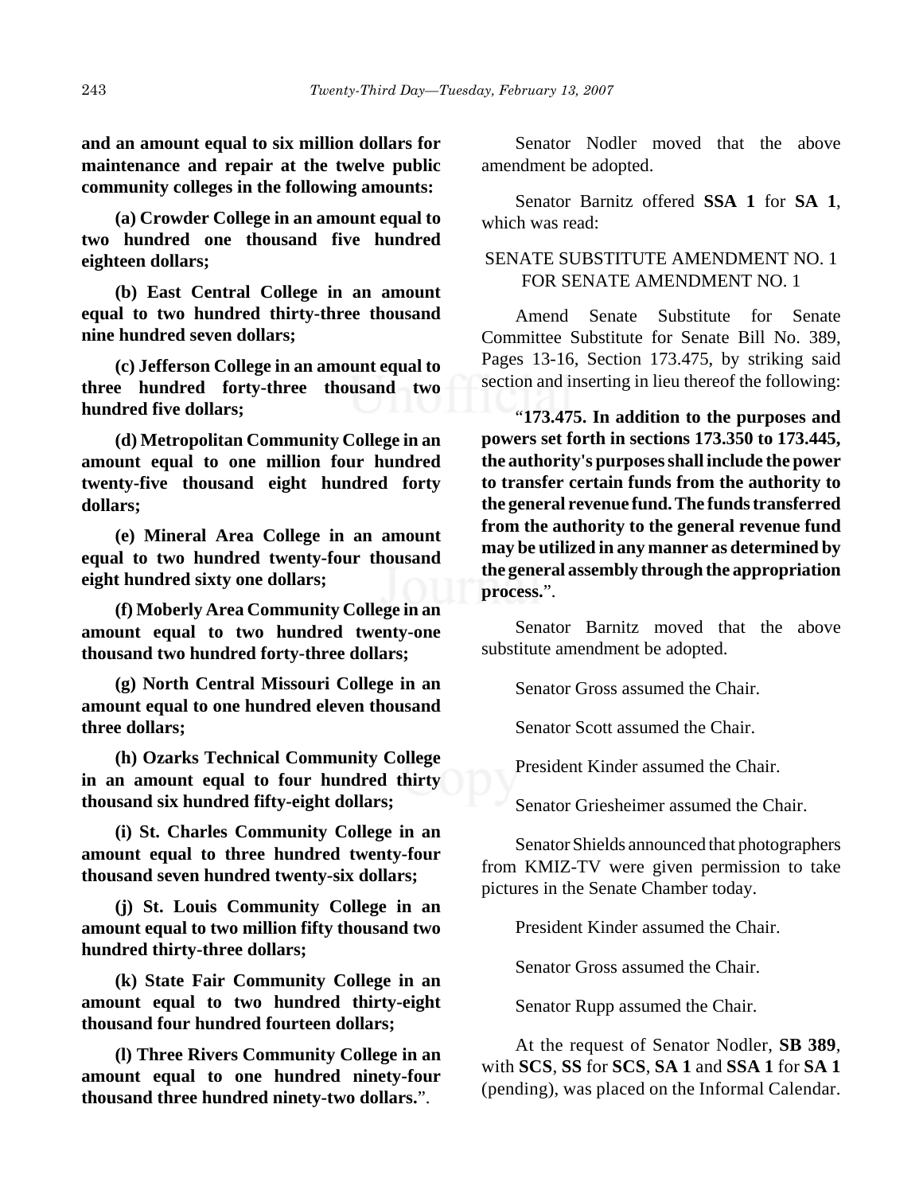**and an amount equal to six million dollars for maintenance and repair at the twelve public community colleges in the following amounts:**

**(a) Crowder College in an amount equal to two hundred one thousand five hundred eighteen dollars;**

**(b) East Central College in an amount equal to two hundred thirty-three thousand nine hundred seven dollars;**

**(c) Jefferson College in an amount equal to three hundred forty-three thousand two hundred five dollars;**

**(d) Metropolitan Community College in an amount equal to one million four hundred twenty-five thousand eight hundred forty dollars;**

**(e) Mineral Area College in an amount equal to two hundred twenty-four thousand eight hundred sixty one dollars;**

**(f) Moberly Area Community College in an amount equal to two hundred twenty-one thousand two hundred forty-three dollars;**

**(g) North Central Missouri College in an amount equal to one hundred eleven thousand three dollars;**

**(h) Ozarks Technical Community College in an amount equal to four hundred thirty thousand six hundred fifty-eight dollars;**

**(i) St. Charles Community College in an amount equal to three hundred twenty-four thousand seven hundred twenty-six dollars;**

**(j) St. Louis Community College in an amount equal to two million fifty thousand two hundred thirty-three dollars;**

**(k) State Fair Community College in an amount equal to two hundred thirty-eight thousand four hundred fourteen dollars;**

**(l) Three Rivers Community College in an amount equal to one hundred ninety-four thousand three hundred ninety-two dollars.**".

Senator Nodler moved that the above amendment be adopted.

Senator Barnitz offered **SSA 1** for **SA 1**, which was read:

SENATE SUBSTITUTE AMENDMENT NO. 1 FOR SENATE AMENDMENT NO. 1

Amend Senate Substitute for Senate Committee Substitute for Senate Bill No. 389, Pages 13-16, Section 173.475, by striking said section and inserting in lieu thereof the following:

"**173.475. In addition to the purposes and powers set forth in sections 173.350 to 173.445, the authority's purposes shall include the power to transfer certain funds from the authority to the general revenue fund. The funds transferred from the authority to the general revenue fund may be utilized in any manner as determined by the general assembly through the appropriation process.**".

Senator Barnitz moved that the above substitute amendment be adopted.

Senator Gross assumed the Chair.

Senator Scott assumed the Chair.

President Kinder assumed the Chair.

Senator Griesheimer assumed the Chair.

Senator Shields announced that photographers from KMIZ-TV were given permission to take pictures in the Senate Chamber today.

President Kinder assumed the Chair.

Senator Gross assumed the Chair.

Senator Rupp assumed the Chair.

At the request of Senator Nodler, **SB 389**, with **SCS**, **SS** for **SCS**, **SA 1** and **SSA 1** for **SA 1** (pending), was placed on the Informal Calendar.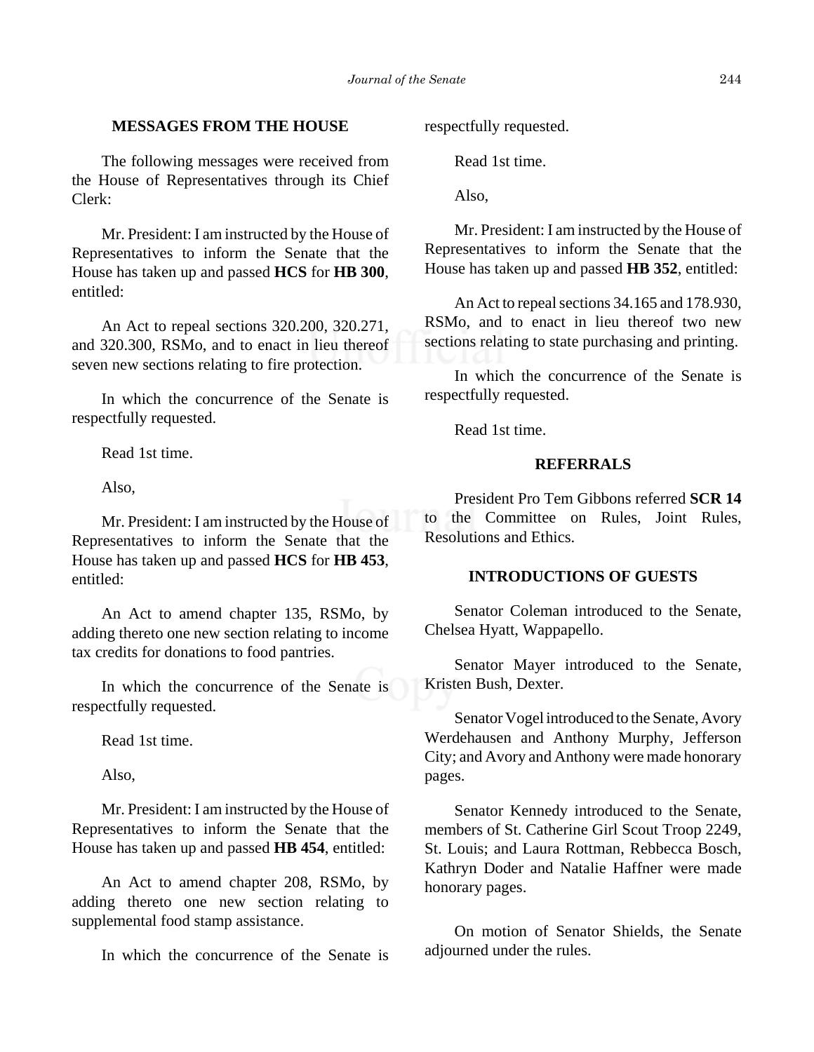## MESSAGES FROM THE HOUSE

The following messages were received from the House of Representatives through its Chief Clerk:

Mr. President: I am instructed by the House of Representatives to inform the Senate that the House has taken up and passed **HCS** for **HB 300**, entitled:

An Act to repeal sections 320.200, 320.271, and 320.300, RSMo, and to enact in lieu thereof seven new sections relating to fire protection.

In which the concurrence of the Senate is respectfully requested.

Read 1st time.

Also,

Mr. President: I am instructed by the House of Representatives to inform the Senate that the House has taken up and passed **HCS** for **HB 453**, entitled:

An Act to amend chapter 135, RSMo, by adding thereto one new section relating to income tax credits for donations to food pantries.

In which the concurrence of the Senate is respectfully requested.

Read 1st time.

Also,

Mr. President: I am instructed by the House of Representatives to inform the Senate that the House has taken up and passed **HB 454**, entitled:

An Act to amend chapter 208, RSMo, by adding thereto one new section relating to supplemental food stamp assistance.

In which the concurrence of the Senate is respectfully requested.

Read 1st time.

Also,

Mr. President: I am instructed by the House of Representatives to inform the Senate that the House has taken up and passed **HB 352**, entitled:

An Act to repeal sections 34.165 and 178.930, RSMo, and to enact in lieu thereof two new sections relating to state purchasing and printing.

In which the concurrence of the Senate is respectfully requested.

Read 1st time.

## REFERRALS

President Pro Tem Gibbons referred **SCR 14** to the Committee on Rules, Joint Rules, Resolutions and Ethics.

## INTRODUCTIONS OF GUESTS

Senator Coleman introduced to the Senate, Chelsea Hyatt, Wappapello.

Senator Mayer introduced to the Senate, Kristen Bush, Dexter.

Senator Vogel introduced to the Senate, Avory Werdehausen and Anthony Murphy, Jefferson City; and Avory and Anthony were made honorary pages.

Senator Kennedy introduced to the Senate, members of St. Catherine Girl Scout Troop 2249, St. Louis; and Laura Rottman, Rebbecca Bosch, Kathryn Doder and Natalie Haffner were made honorary pages.

On motion of Senator Shields, the Senate adjourned under the rules.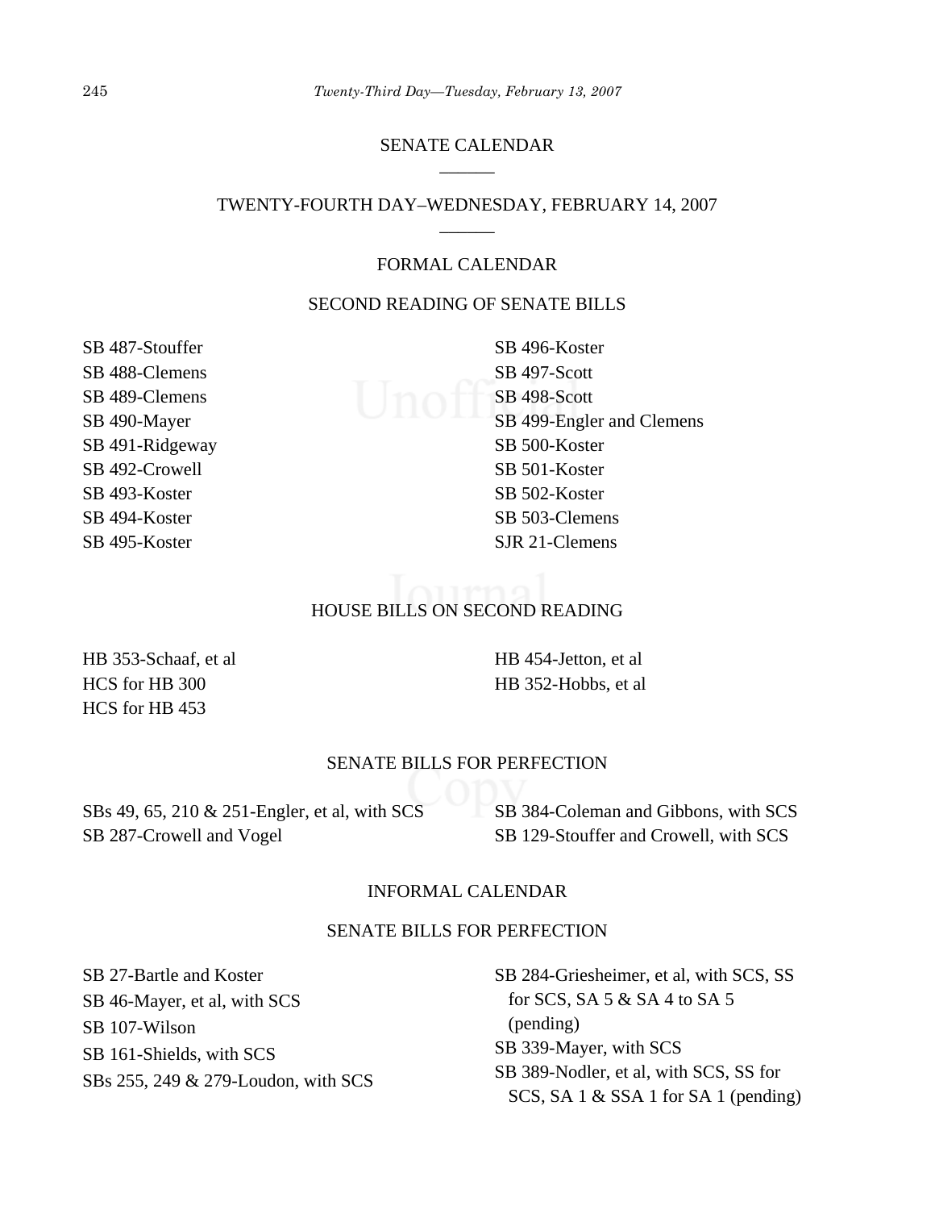## SENATE CALENDAR

______

## TWENTY-FOURTH DAY–WEDNESDAY, FEBRUARY 14, 2007

______

### FORMAL CALENDAR

#### SECOND READING OF SENATE BILLS

SB 487-Stouffer
SB 488-Clemens
SB 489-Clemens
SB 490-Mayer
SB 491-Ridgeway
SB 492-Crowell
SB 493-Koster
SB 494-Koster
SB 495-Koster
SB 496-Koster
SB 497-Scott
SB 498-Scott
SB 499-Engler and Clemens
SB 500-Koster
SB 501-Koster
SB 502-Koster
SB 503-Clemens
SJR 21-Clemens

#### HOUSE BILLS ON SECOND READING

HB 353-Schaaf, et al
HCS for HB 300
HCS for HB 453
HB 454-Jetton, et al
HB 352-Hobbs, et al

#### SENATE BILLS FOR PERFECTION

SBs 49, 65, 210 & 251-Engler, et al, with SCS
SB 287-Crowell and Vogel
SB 384-Coleman and Gibbons, with SCS
SB 129-Stouffer and Crowell, with SCS

### INFORMAL CALENDAR

#### SENATE BILLS FOR PERFECTION

SB 27-Bartle and Koster
SB 46-Mayer, et al, with SCS
SB 107-Wilson
SB 161-Shields, with SCS
SBs 255, 249 & 279-Loudon, with SCS
SB 284-Griesheimer, et al, with SCS, SS for SCS, SA 5 & SA 4 to SA 5 (pending)
SB 339-Mayer, with SCS
SB 389-Nodler, et al, with SCS, SS for SCS, SA 1 & SSA 1 for SA 1 (pending)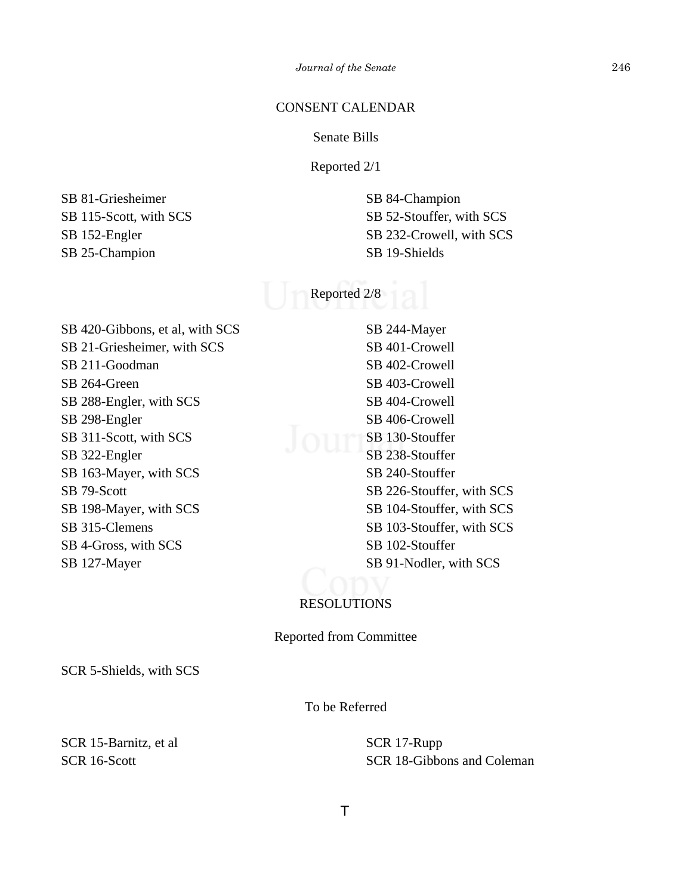## CONSENT CALENDAR

### Senate Bills

#### Reported 2/1

SB 81-Griesheimer
SB 115-Scott, with SCS
SB 152-Engler
SB 25-Champion
SB 84-Champion
SB 52-Stouffer, with SCS
SB 232-Crowell, with SCS
SB 19-Shields

#### Reported 2/8

SB 420-Gibbons, et al, with SCS
SB 21-Griesheimer, with SCS
SB 211-Goodman
SB 264-Green
SB 288-Engler, with SCS
SB 298-Engler
SB 311-Scott, with SCS
SB 322-Engler
SB 163-Mayer, with SCS
SB 79-Scott
SB 198-Mayer, with SCS
SB 315-Clemens
SB 4-Gross, with SCS
SB 127-Mayer
SB 244-Mayer
SB 401-Crowell
SB 402-Crowell
SB 403-Crowell
SB 404-Crowell
SB 406-Crowell
SB 130-Stouffer
SB 238-Stouffer
SB 240-Stouffer
SB 226-Stouffer, with SCS
SB 104-Stouffer, with SCS
SB 103-Stouffer, with SCS
SB 102-Stouffer
SB 91-Nodler, with SCS

## RESOLUTIONS

### Reported from Committee

SCR 5-Shields, with SCS

### To be Referred

SCR 15-Barnitz, et al
SCR 16-Scott
SCR 17-Rupp
SCR 18-Gibbons and Coleman

T